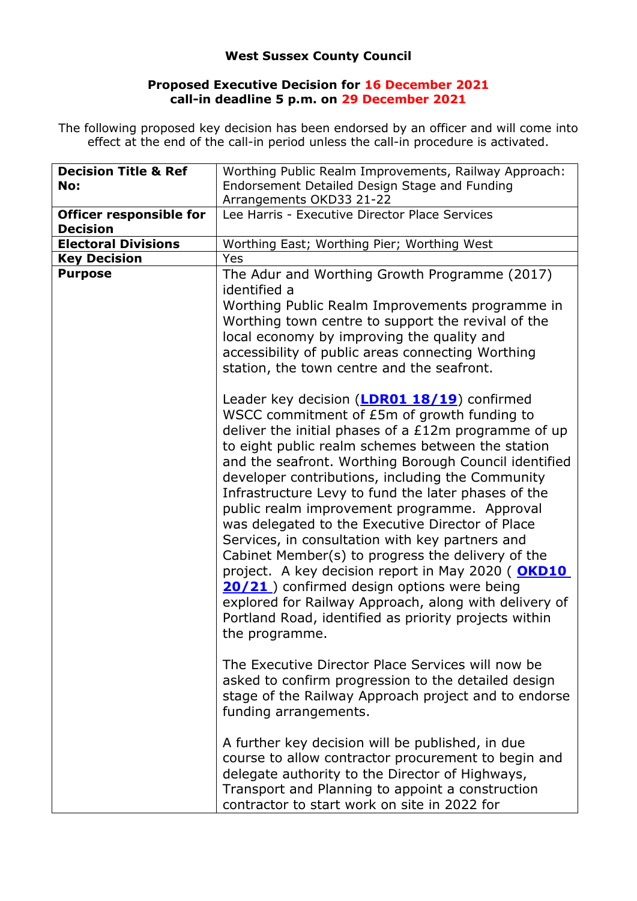**West Sussex County Council**

**Proposed Executive Decision for 16 December 2021**
**call-in deadline 5 p.m. on 29 December 2021**

The following proposed key decision has been endorsed by an officer and will come into effect at the end of the call-in period unless the call-in procedure is activated.

| **Decision Title & Ref No:** | Worthing Public Realm Improvements, Railway Approach: Endorsement Detailed Design Stage and Funding Arrangements OKD33 21-22 |
|---|---|
| **Officer responsible for Decision** | Lee Harris - Executive Director Place Services |
| **Electoral Divisions** | Worthing East; Worthing Pier; Worthing West |
| **Key Decision** | Yes |
| **Purpose** | The Adur and Worthing Growth Programme (2017) identified a Worthing Public Realm Improvements programme in Worthing town centre to support the revival of the local economy by improving the quality and accessibility of public areas connecting Worthing station, the town centre and the seafront.<br><br>Leader key decision (**LDR01 18/19**) confirmed WSCC commitment of £5m of growth funding to deliver the initial phases of a £12m programme of up to eight public realm schemes between the station and the seafront. Worthing Borough Council identified developer contributions, including the Community Infrastructure Levy to fund the later phases of the public realm improvement programme. Approval was delegated to the Executive Director of Place Services, in consultation with key partners and Cabinet Member(s) to progress the delivery of the project. A key decision report in May 2020 ( **OKD10 20/21** ) confirmed design options were being explored for Railway Approach, along with delivery of Portland Road, identified as priority projects within the programme.<br><br>The Executive Director Place Services will now be asked to confirm progression to the detailed design stage of the Railway Approach project and to endorse funding arrangements.<br><br>A further key decision will be published, in due course to allow contractor procurement to begin and delegate authority to the Director of Highways, Transport and Planning to appoint a construction contractor to start work on site in 2022 for |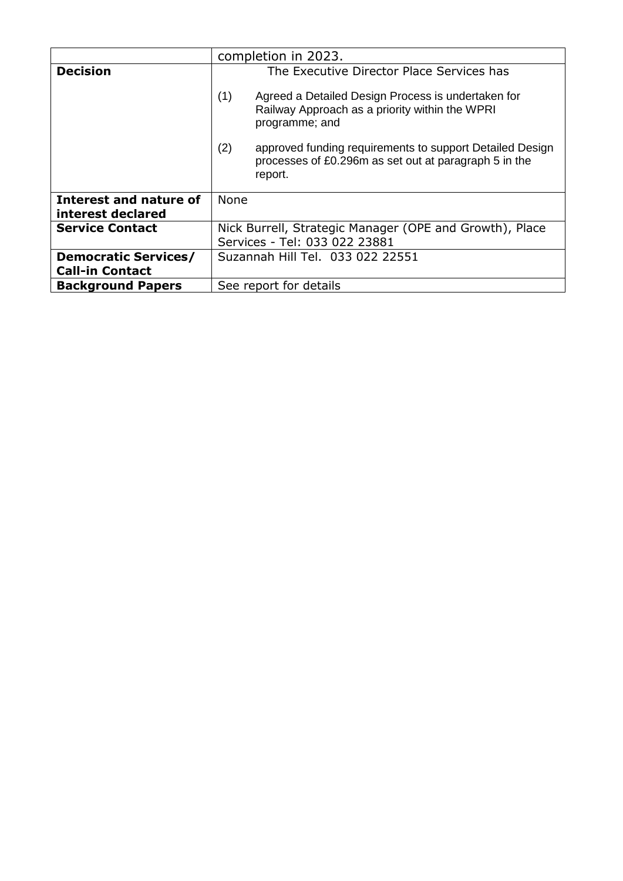| | |
|---|---|
| | completion in 2023. |
| **Decision** | The Executive Director Place Services has<br><br>(1) Agreed a Detailed Design Process is undertaken for Railway Approach as a priority within the WPRI programme; and<br><br>(2) approved funding requirements to support Detailed Design processes of £0.296m as set out at paragraph 5 in the report. |
| **Interest and nature of interest declared** | None |
| **Service Contact** | Nick Burrell, Strategic Manager (OPE and Growth), Place Services - Tel: 033 022 23881 |
| **Democratic Services/ Call-in Contact** | Suzannah Hill Tel. 033 022 22551 |
| **Background Papers** | See report for details |